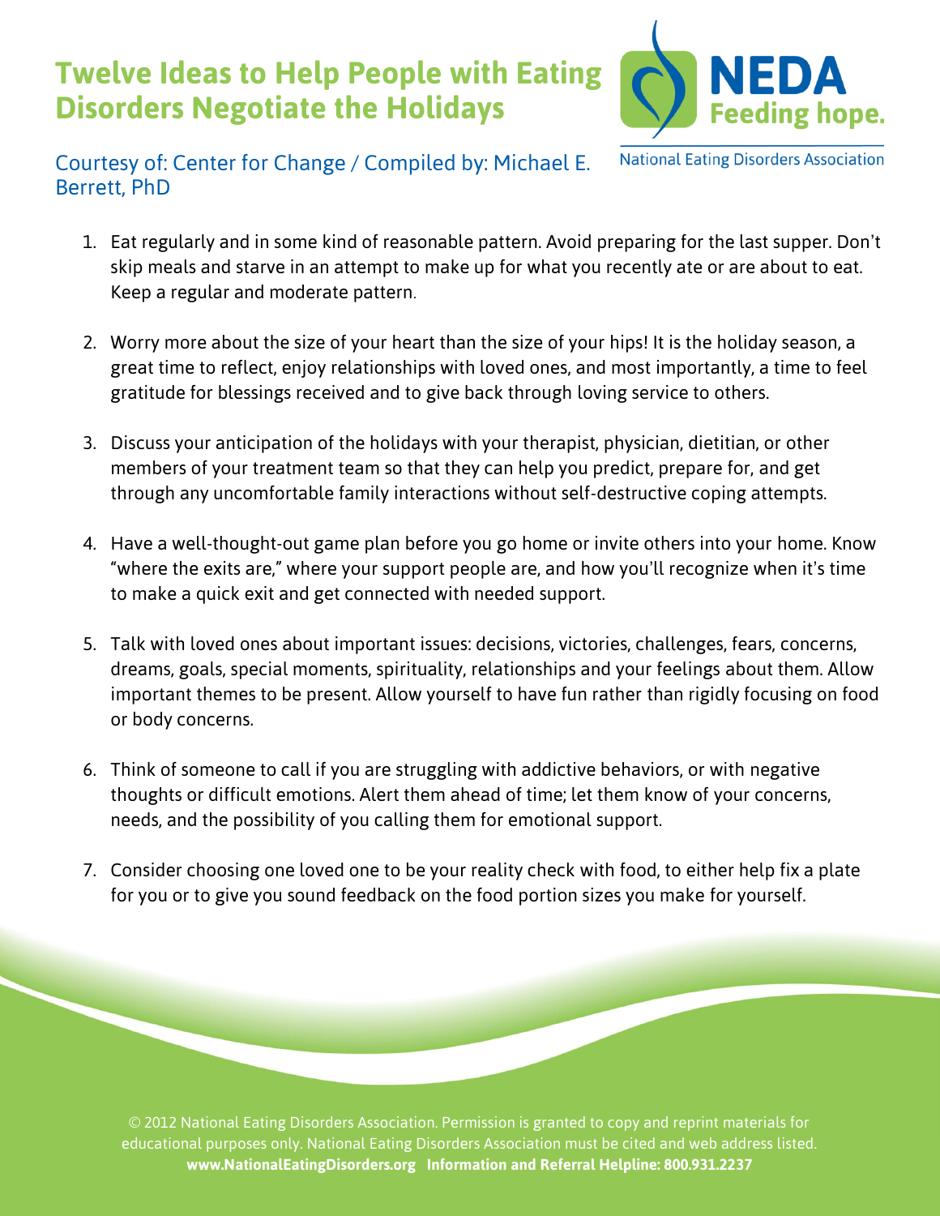# Twelve Ideas to Help People with Eating Disorders Negotiate the Holidays

NEDA Feeding hope.

National Eating Disorders Association

Courtesy of: Center for Change / Compiled by: Michael E. Berrett, PhD

1. Eat regularly and in some kind of reasonable pattern. Avoid preparing for the last supper. Don't skip meals and starve in an attempt to make up for what you recently ate or are about to eat. Keep a regular and moderate pattern.

2. Worry more about the size of your heart than the size of your hips! It is the holiday season, a great time to reflect, enjoy relationships with loved ones, and most importantly, a time to feel gratitude for blessings received and to give back through loving service to others.

3. Discuss your anticipation of the holidays with your therapist, physician, dietitian, or other members of your treatment team so that they can help you predict, prepare for, and get through any uncomfortable family interactions without self-destructive coping attempts.

4. Have a well-thought-out game plan before you go home or invite others into your home. Know "where the exits are," where your support people are, and how you'll recognize when it's time to make a quick exit and get connected with needed support.

5. Talk with loved ones about important issues: decisions, victories, challenges, fears, concerns, dreams, goals, special moments, spirituality, relationships and your feelings about them. Allow important themes to be present. Allow yourself to have fun rather than rigidly focusing on food or body concerns.

6. Think of someone to call if you are struggling with addictive behaviors, or with negative thoughts or difficult emotions. Alert them ahead of time; let them know of your concerns, needs, and the possibility of you calling them for emotional support.

7. Consider choosing one loved one to be your reality check with food, to either help fix a plate for you or to give you sound feedback on the food portion sizes you make for yourself.

© 2012 National Eating Disorders Association. Permission is granted to copy and reprint materials for educational purposes only. National Eating Disorders Association must be cited and web address listed.
**www.NationalEatingDisorders.org Information and Referral Helpline: 800.931.2237**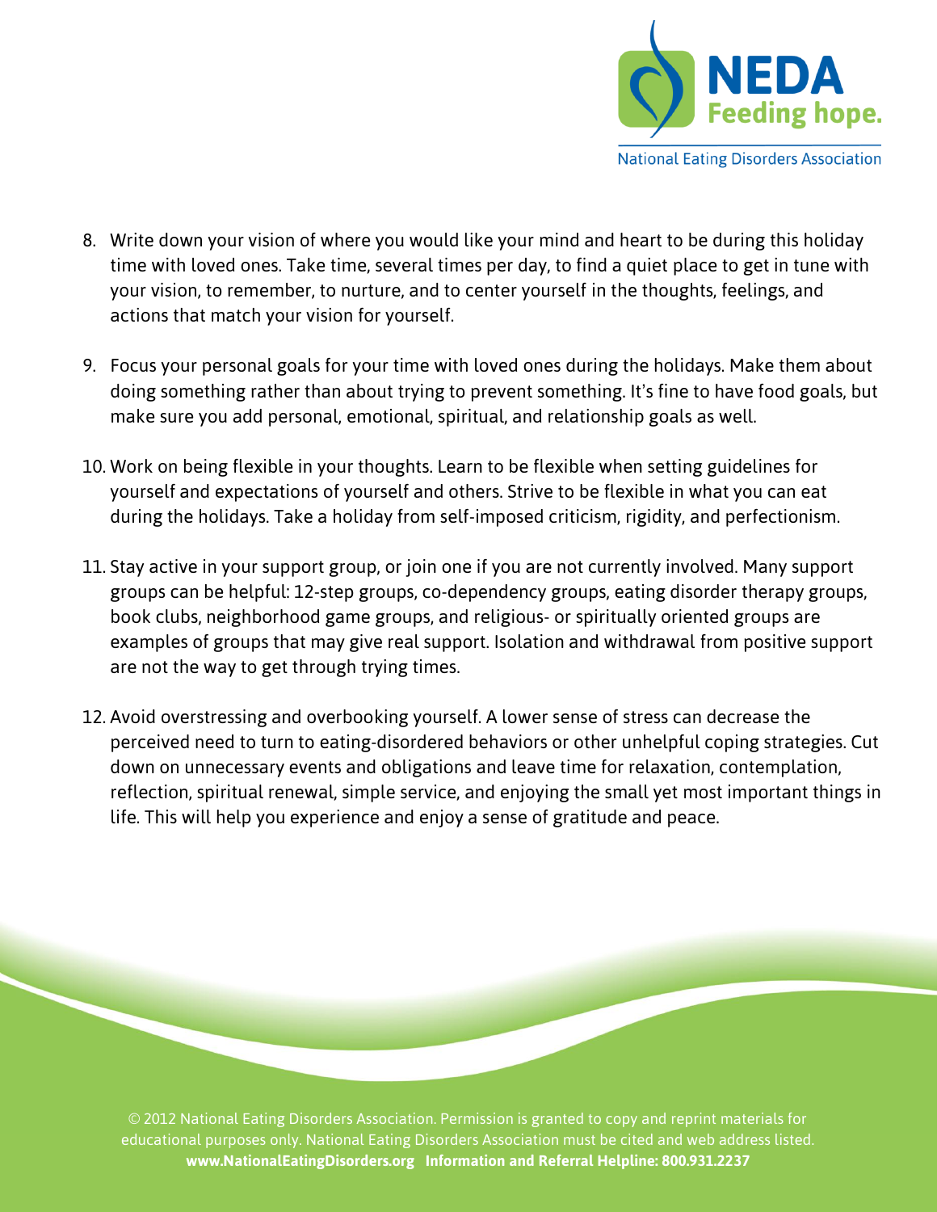8. Write down your vision of where you would like your mind and heart to be during this holiday time with loved ones. Take time, several times per day, to find a quiet place to get in tune with your vision, to remember, to nurture, and to center yourself in the thoughts, feelings, and actions that match your vision for yourself.

9. Focus your personal goals for your time with loved ones during the holidays. Make them about doing something rather than about trying to prevent something. It's fine to have food goals, but make sure you add personal, emotional, spiritual, and relationship goals as well.

10. Work on being flexible in your thoughts. Learn to be flexible when setting guidelines for yourself and expectations of yourself and others. Strive to be flexible in what you can eat during the holidays. Take a holiday from self-imposed criticism, rigidity, and perfectionism.

11. Stay active in your support group, or join one if you are not currently involved. Many support groups can be helpful: 12-step groups, co-dependency groups, eating disorder therapy groups, book clubs, neighborhood game groups, and religious- or spiritually oriented groups are examples of groups that may give real support. Isolation and withdrawal from positive support are not the way to get through trying times.

12. Avoid overstressing and overbooking yourself. A lower sense of stress can decrease the perceived need to turn to eating-disordered behaviors or other unhelpful coping strategies. Cut down on unnecessary events and obligations and leave time for relaxation, contemplation, reflection, spiritual renewal, simple service, and enjoying the small yet most important things in life. This will help you experience and enjoy a sense of gratitude and peace.

© 2012 National Eating Disorders Association. Permission is granted to copy and reprint materials for educational purposes only. National Eating Disorders Association must be cited and web address listed.
**www.NationalEatingDisorders.org Information and Referral Helpline: 800.931.2237**